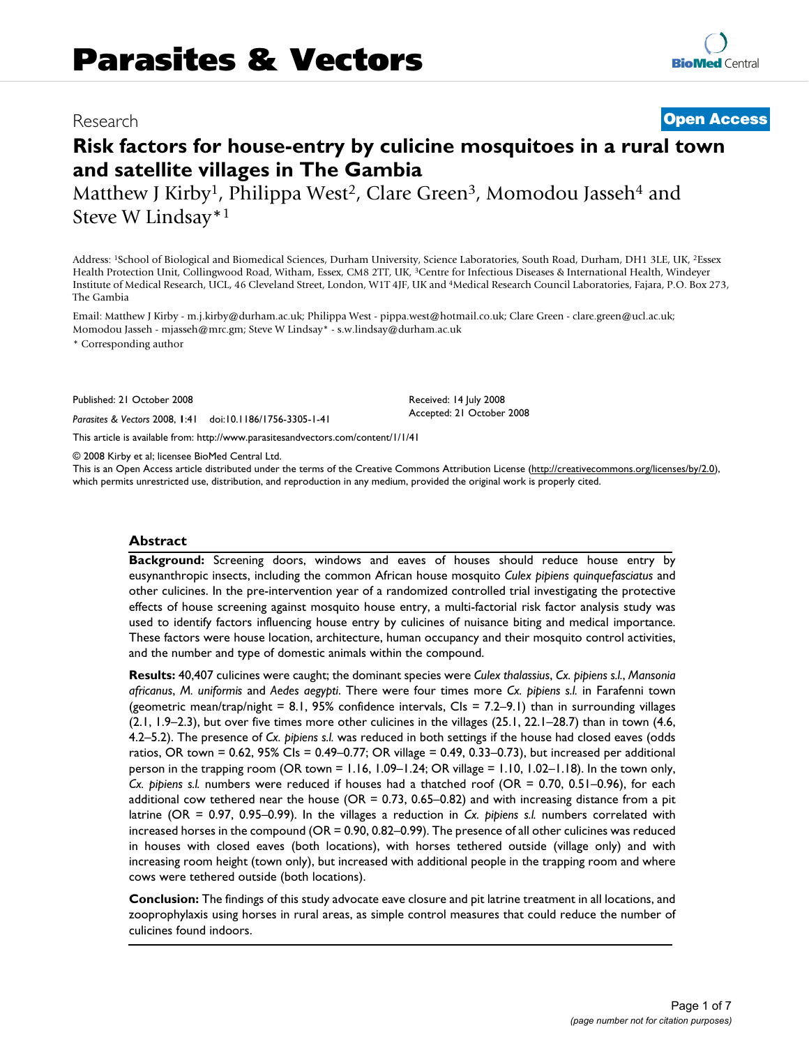Parasites & Vectors

Research

Open Access

# Risk factors for house-entry by culicine mosquitoes in a rural town and satellite villages in The Gambia

Matthew J Kirby[1], Philippa West[2], Clare Green[3], Momodou Jasseh[4] and Steve W Lindsay*[1]

Address: [1]School of Biological and Biomedical Sciences, Durham University, Science Laboratories, South Road, Durham, DH1 3LE, UK, [2]Essex Health Protection Unit, Collingwood Road, Witham, Essex, CM8 2TT, UK, [3]Centre for Infectious Diseases & International Health, Windeyer Institute of Medical Research, UCL, 46 Cleveland Street, London, W1T 4JF, UK and [4]Medical Research Council Laboratories, Fajara, P.O. Box 273, The Gambia

Email: Matthew J Kirby - m.j.kirby@durham.ac.uk; Philippa West - pippa.west@hotmail.co.uk; Clare Green - clare.green@ucl.ac.uk; Momodou Jasseh - mjasseh@mrc.gm; Steve W Lindsay* - s.w.lindsay@durham.ac.uk

* Corresponding author

Published: 21 October 2008

*Parasites & Vectors* 2008, **1**:41 doi:10.1186/1756-3305-1-41

Received: 14 July 2008
Accepted: 21 October 2008

This article is available from: http://www.parasitesandvectors.com/content/1/1/41

© 2008 Kirby et al; licensee BioMed Central Ltd.

This is an Open Access article distributed under the terms of the Creative Commons Attribution License (http://creativecommons.org/licenses/by/2.0), which permits unrestricted use, distribution, and reproduction in any medium, provided the original work is properly cited.

## Abstract

**Background:** Screening doors, windows and eaves of houses should reduce house entry by eusynanthropic insects, including the common African house mosquito *Culex pipiens quinquefasciatus* and other culicines. In the pre-intervention year of a randomized controlled trial investigating the protective effects of house screening against mosquito house entry, a multi-factorial risk factor analysis study was used to identify factors influencing house entry by culicines of nuisance biting and medical importance. These factors were house location, architecture, human occupancy and their mosquito control activities, and the number and type of domestic animals within the compound.

**Results:** 40,407 culicines were caught; the dominant species were *Culex thalassius*, *Cx. pipiens s.l.*, *Mansonia africanus*, *M. uniformis* and *Aedes aegypti*. There were four times more *Cx. pipiens s.l.* in Farafenni town (geometric mean/trap/night = 8.1, 95% confidence intervals, CIs = 7.2–9.1) than in surrounding villages (2.1, 1.9–2.3), but over five times more other culicines in the villages (25.1, 22.1–28.7) than in town (4.6, 4.2–5.2). The presence of *Cx. pipiens s.l.* was reduced in both settings if the house had closed eaves (odds ratios, OR town = 0.62, 95% CIs = 0.49–0.77; OR village = 0.49, 0.33–0.73), but increased per additional person in the trapping room (OR town = 1.16, 1.09–1.24; OR village = 1.10, 1.02–1.18). In the town only, *Cx. pipiens s.l.* numbers were reduced if houses had a thatched roof (OR = 0.70, 0.51–0.96), for each additional cow tethered near the house (OR = 0.73, 0.65–0.82) and with increasing distance from a pit latrine (OR = 0.97, 0.95–0.99). In the villages a reduction in *Cx. pipiens s.l.* numbers correlated with increased horses in the compound (OR = 0.90, 0.82–0.99). The presence of all other culicines was reduced in houses with closed eaves (both locations), with horses tethered outside (village only) and with increasing room height (town only), but increased with additional people in the trapping room and where cows were tethered outside (both locations).

**Conclusion:** The findings of this study advocate eave closure and pit latrine treatment in all locations, and zooprophylaxis using horses in rural areas, as simple control measures that could reduce the number of culicines found indoors.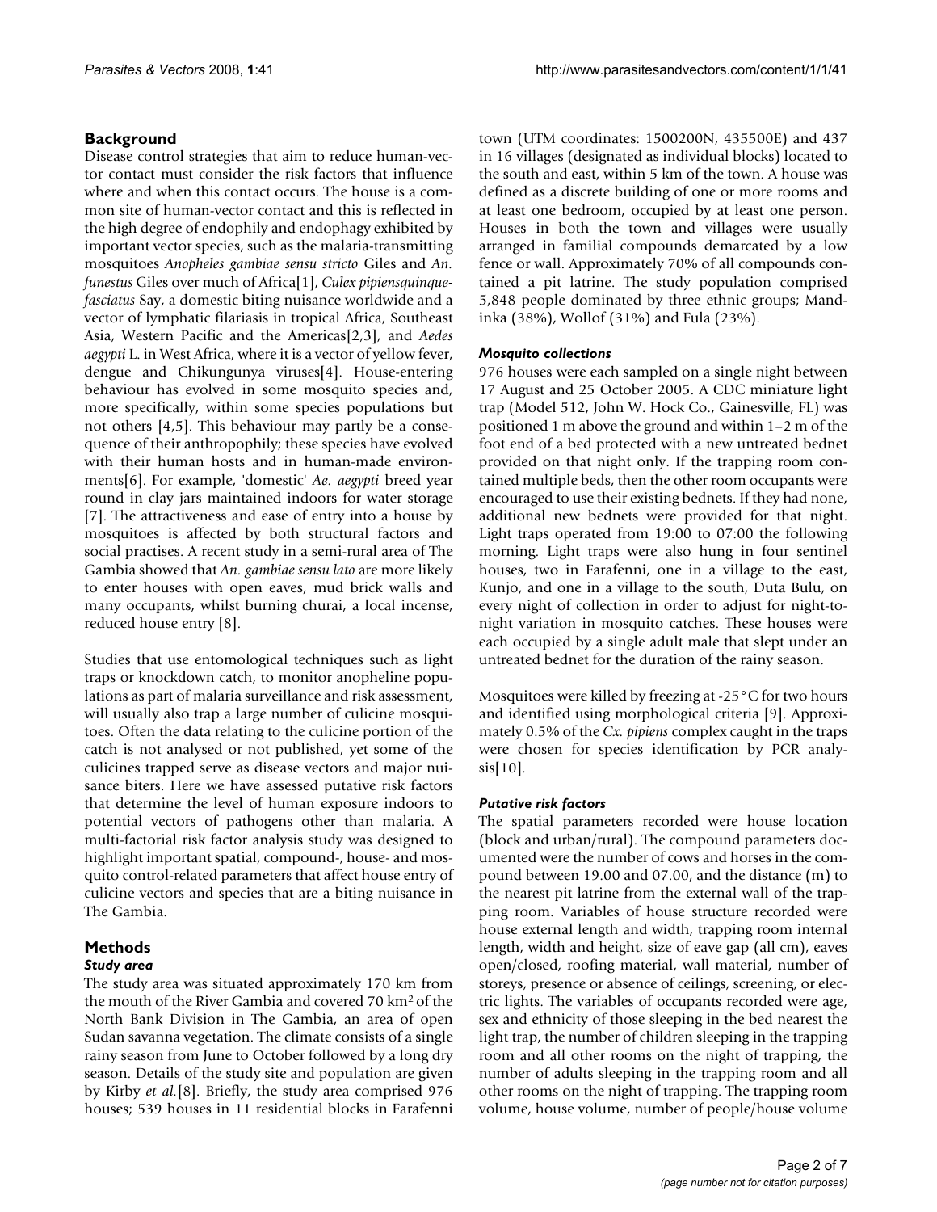## Background

Disease control strategies that aim to reduce human-vector contact must consider the risk factors that influence where and when this contact occurs. The house is a common site of human-vector contact and this is reflected in the high degree of endophily and endophagy exhibited by important vector species, such as the malaria-transmitting mosquitoes *Anopheles gambiae sensu stricto* Giles and *An. funestus* Giles over much of Africa[1], *Culex pipiensquinquefasciatus* Say, a domestic biting nuisance worldwide and a vector of lymphatic filariasis in tropical Africa, Southeast Asia, Western Pacific and the Americas[2,3], and *Aedes aegypti* L. in West Africa, where it is a vector of yellow fever, dengue and Chikungunya viruses[4]. House-entering behaviour has evolved in some mosquito species and, more specifically, within some species populations but not others [4,5]. This behaviour may partly be a consequence of their anthropophily; these species have evolved with their human hosts and in human-made environments[6]. For example, 'domestic' *Ae. aegypti* breed year round in clay jars maintained indoors for water storage [7]. The attractiveness and ease of entry into a house by mosquitoes is affected by both structural factors and social practises. A recent study in a semi-rural area of The Gambia showed that *An. gambiae sensu lato* are more likely to enter houses with open eaves, mud brick walls and many occupants, whilst burning churai, a local incense, reduced house entry [8].

Studies that use entomological techniques such as light traps or knockdown catch, to monitor anopheline populations as part of malaria surveillance and risk assessment, will usually also trap a large number of culicine mosquitoes. Often the data relating to the culicine portion of the catch is not analysed or not published, yet some of the culicines trapped serve as disease vectors and major nuisance biters. Here we have assessed putative risk factors that determine the level of human exposure indoors to potential vectors of pathogens other than malaria. A multi-factorial risk factor analysis study was designed to highlight important spatial, compound-, house- and mosquito control-related parameters that affect house entry of culicine vectors and species that are a biting nuisance in The Gambia.

## Methods

### *Study area*

The study area was situated approximately 170 km from the mouth of the River Gambia and covered 70 km$^2$ of the North Bank Division in The Gambia, an area of open Sudan savanna vegetation. The climate consists of a single rainy season from June to October followed by a long dry season. Details of the study site and population are given by Kirby *et al.*[8]. Briefly, the study area comprised 976 houses; 539 houses in 11 residential blocks in Farafenni town (UTM coordinates: 1500200N, 435500E) and 437 in 16 villages (designated as individual blocks) located to the south and east, within 5 km of the town. A house was defined as a discrete building of one or more rooms and at least one bedroom, occupied by at least one person. Houses in both the town and villages were usually arranged in familial compounds demarcated by a low fence or wall. Approximately 70% of all compounds contained a pit latrine. The study population comprised 5,848 people dominated by three ethnic groups; Mandinka (38%), Wollof (31%) and Fula (23%).

### *Mosquito collections*

976 houses were each sampled on a single night between 17 August and 25 October 2005. A CDC miniature light trap (Model 512, John W. Hock Co., Gainesville, FL) was positioned 1 m above the ground and within 1–2 m of the foot end of a bed protected with a new untreated bednet provided on that night only. If the trapping room contained multiple beds, then the other room occupants were encouraged to use their existing bednets. If they had none, additional new bednets were provided for that night. Light traps operated from 19:00 to 07:00 the following morning. Light traps were also hung in four sentinel houses, two in Farafenni, one in a village to the east, Kunjo, and one in a village to the south, Duta Bulu, on every night of collection in order to adjust for night-to-night variation in mosquito catches. These houses were each occupied by a single adult male that slept under an untreated bednet for the duration of the rainy season.

Mosquitoes were killed by freezing at -25°C for two hours and identified using morphological criteria [9]. Approximately 0.5% of the *Cx. pipiens* complex caught in the traps were chosen for species identification by PCR analysis[10].

### *Putative risk factors*

The spatial parameters recorded were house location (block and urban/rural). The compound parameters documented were the number of cows and horses in the compound between 19.00 and 07.00, and the distance (m) to the nearest pit latrine from the external wall of the trapping room. Variables of house structure recorded were house external length and width, trapping room internal length, width and height, size of eave gap (all cm), eaves open/closed, roofing material, wall material, number of storeys, presence or absence of ceilings, screening, or electric lights. The variables of occupants recorded were age, sex and ethnicity of those sleeping in the bed nearest the light trap, the number of children sleeping in the trapping room and all other rooms on the night of trapping, the number of adults sleeping in the trapping room and all other rooms on the night of trapping. The trapping room volume, house volume, number of people/house volume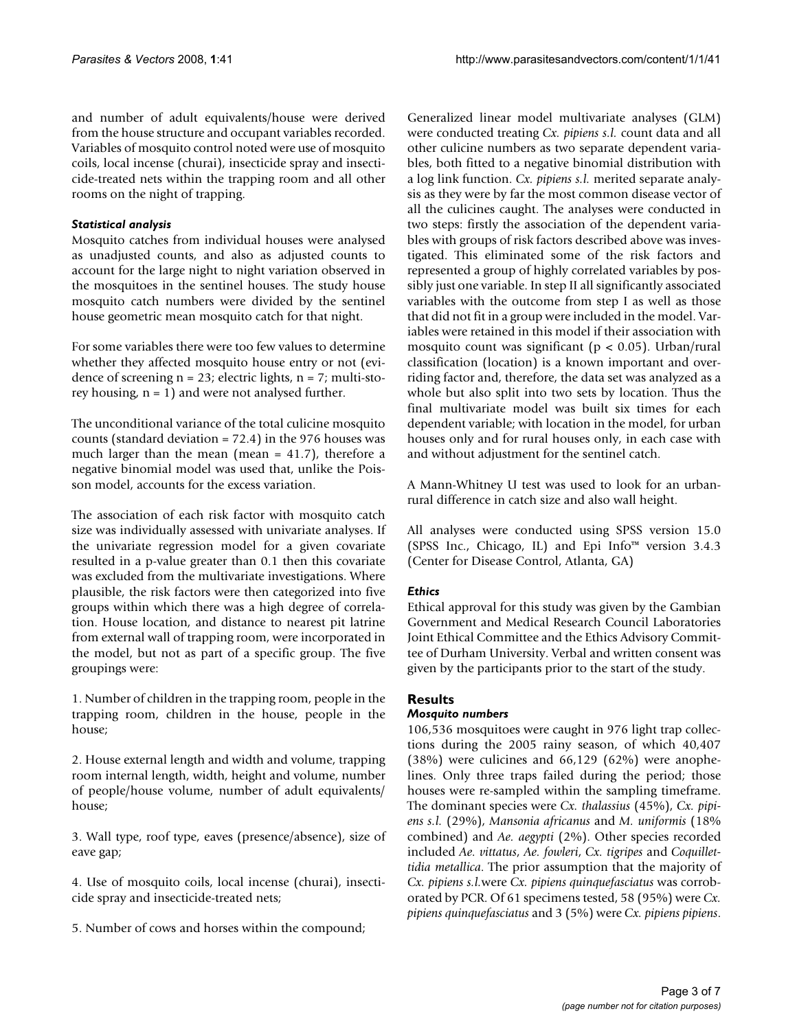and number of adult equivalents/house were derived from the house structure and occupant variables recorded. Variables of mosquito control noted were use of mosquito coils, local incense (churai), insecticide spray and insecticide-treated nets within the trapping room and all other rooms on the night of trapping.

### *Statistical analysis*

Mosquito catches from individual houses were analysed as unadjusted counts, and also as adjusted counts to account for the large night to night variation observed in the mosquitoes in the sentinel houses. The study house mosquito catch numbers were divided by the sentinel house geometric mean mosquito catch for that night.

For some variables there were too few values to determine whether they affected mosquito house entry or not (evidence of screening n = 23; electric lights, n = 7; multi-storey housing, n = 1) and were not analysed further.

The unconditional variance of the total culicine mosquito counts (standard deviation = 72.4) in the 976 houses was much larger than the mean (mean = 41.7), therefore a negative binomial model was used that, unlike the Poisson model, accounts for the excess variation.

The association of each risk factor with mosquito catch size was individually assessed with univariate analyses. If the univariate regression model for a given covariate resulted in a p-value greater than 0.1 then this covariate was excluded from the multivariate investigations. Where plausible, the risk factors were then categorized into five groups within which there was a high degree of correlation. House location, and distance to nearest pit latrine from external wall of trapping room, were incorporated in the model, but not as part of a specific group. The five groupings were:

1. Number of children in the trapping room, people in the trapping room, children in the house, people in the house;

2. House external length and width and volume, trapping room internal length, width, height and volume, number of people/house volume, number of adult equivalents/house;

3. Wall type, roof type, eaves (presence/absence), size of eave gap;

4. Use of mosquito coils, local incense (churai), insecticide spray and insecticide-treated nets;

5. Number of cows and horses within the compound;

Generalized linear model multivariate analyses (GLM) were conducted treating *Cx. pipiens s.l.* count data and all other culicine numbers as two separate dependent variables, both fitted to a negative binomial distribution with a log link function. *Cx. pipiens s.l.* merited separate analysis as they were by far the most common disease vector of all the culicines caught. The analyses were conducted in two steps: firstly the association of the dependent variables with groups of risk factors described above was investigated. This eliminated some of the risk factors and represented a group of highly correlated variables by possibly just one variable. In step II all significantly associated variables with the outcome from step I as well as those that did not fit in a group were included in the model. Variables were retained in this model if their association with mosquito count was significant ($p < 0.05$). Urban/rural classification (location) is a known important and overriding factor and, therefore, the data set was analyzed as a whole but also split into two sets by location. Thus the final multivariate model was built six times for each dependent variable; with location in the model, for urban houses only and for rural houses only, in each case with and without adjustment for the sentinel catch.

A Mann-Whitney U test was used to look for an urban-rural difference in catch size and also wall height.

All analyses were conducted using SPSS version 15.0 (SPSS Inc., Chicago, IL) and Epi Info™ version 3.4.3 (Center for Disease Control, Atlanta, GA)

### *Ethics*

Ethical approval for this study was given by the Gambian Government and Medical Research Council Laboratories Joint Ethical Committee and the Ethics Advisory Committee of Durham University. Verbal and written consent was given by the participants prior to the start of the study.

## Results

### *Mosquito numbers*

106,536 mosquitoes were caught in 976 light trap collections during the 2005 rainy season, of which 40,407 (38%) were culicines and 66,129 (62%) were anophelines. Only three traps failed during the period; those houses were re-sampled within the sampling timeframe. The dominant species were *Cx. thalassius* (45%), *Cx. pipiens s.l.* (29%), *Mansonia africanus* and *M. uniformis* (18% combined) and *Ae. aegypti* (2%). Other species recorded included *Ae. vittatus*, *Ae. fowleri*, *Cx. tigripes* and *Coquillettidia metallica*. The prior assumption that the majority of *Cx. pipiens s.l.*were *Cx. pipiens quinquefasciatus* was corroborated by PCR. Of 61 specimens tested, 58 (95%) were *Cx. pipiens quinquefasciatus* and 3 (5%) were *Cx. pipiens pipiens*.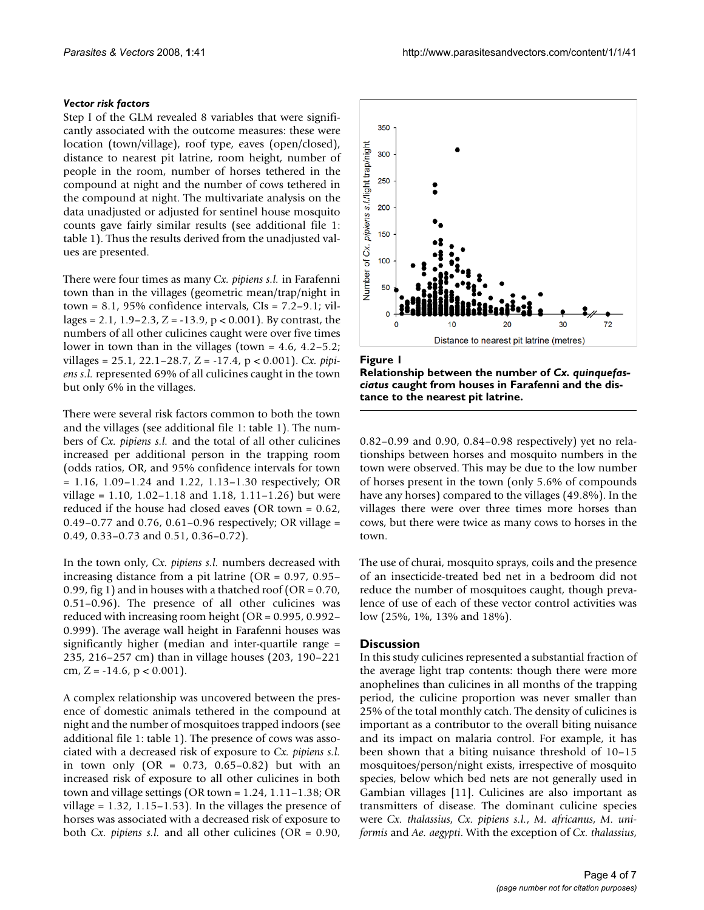### *Vector risk factors*

Step I of the GLM revealed 8 variables that were significantly associated with the outcome measures: these were location (town/village), roof type, eaves (open/closed), distance to nearest pit latrine, room height, number of people in the room, number of horses tethered in the compound at night and the number of cows tethered in the compound at night. The multivariate analysis on the data unadjusted or adjusted for sentinel house mosquito counts gave fairly similar results (see additional file 1: table 1). Thus the results derived from the unadjusted values are presented.

There were four times as many *Cx. pipiens s.l.* in Farafenni town than in the villages (geometric mean/trap/night in town = 8.1, 95% confidence intervals, CIs = 7.2–9.1; villages = 2.1, 1.9–2.3, $Z = -13.9$, $p < 0.001$). By contrast, the numbers of all other culicines caught were over five times lower in town than in the villages (town = 4.6, 4.2–5.2; villages = 25.1, 22.1–28.7, $Z = -17.4$, $p < 0.001$). *Cx. pipiens s.l.* represented 69% of all culicines caught in the town but only 6% in the villages.

There were several risk factors common to both the town and the villages (see additional file 1: table 1). The numbers of *Cx. pipiens s.l.* and the total of all other culicines increased per additional person in the trapping room (odds ratios, OR, and 95% confidence intervals for town = 1.16, 1.09–1.24 and 1.22, 1.13–1.30 respectively; OR village = 1.10, 1.02–1.18 and 1.18, 1.11–1.26) but were reduced if the house had closed eaves (OR town = 0.62, 0.49–0.77 and 0.76, 0.61–0.96 respectively; OR village = 0.49, 0.33–0.73 and 0.51, 0.36–0.72).

In the town only, *Cx. pipiens s.l.* numbers decreased with increasing distance from a pit latrine (OR = 0.97, 0.95–0.99, fig 1) and in houses with a thatched roof (OR = 0.70, 0.51–0.96). The presence of all other culicines was reduced with increasing room height (OR = 0.995, 0.992–0.999). The average wall height in Farafenni houses was significantly higher (median and inter-quartile range = 235, 216–257 cm) than in village houses (203, 190–221 cm, $Z = -14.6$, $p < 0.001$).

A complex relationship was uncovered between the presence of domestic animals tethered in the compound at night and the number of mosquitoes trapped indoors (see additional file 1: table 1). The presence of cows was associated with a decreased risk of exposure to *Cx. pipiens s.l.* in town only (OR = 0.73, 0.65–0.82) but with an increased risk of exposure to all other culicines in both town and village settings (OR town = 1.24, 1.11–1.38; OR village = 1.32, 1.15–1.53). In the villages the presence of horses was associated with a decreased risk of exposure to both *Cx. pipiens s.l.* and all other culicines (OR = 0.90, 0.82–0.99 and 0.90, 0.84–0.98 respectively) yet no relationships between horses and mosquito numbers in the town were observed. This may be due to the low number of horses present in the town (only 5.6% of compounds have any horses) compared to the villages (49.8%). In the villages there were over three times more horses than cows, but there were twice as many cows to horses in the town.

Number of Cx. pipiens s.l./light trap/night
350
300
250
200
150
100
50
0
0
10
20
30
72
Distance to nearest pit latrine (metres)

**Figure 1**
**Relationship between the number of *Cx. quinquefasciatus* caught from houses in Farafenni and the distance to the nearest pit latrine.**

The use of churai, mosquito sprays, coils and the presence of an insecticide-treated bed net in a bedroom did not reduce the number of mosquitoes caught, though prevalence of use of each of these vector control activities was low (25%, 1%, 13% and 18%).

## Discussion

In this study culicines represented a substantial fraction of the average light trap contents: though there were more anophelines than culicines in all months of the trapping period, the culicine proportion was never smaller than 25% of the total monthly catch. The density of culicines is important as a contributor to the overall biting nuisance and its impact on malaria control. For example, it has been shown that a biting nuisance threshold of 10–15 mosquitoes/person/night exists, irrespective of mosquito species, below which bed nets are not generally used in Gambian villages [11]. Culicines are also important as transmitters of disease. The dominant culicine species were *Cx. thalassius*, *Cx. pipiens s.l.*, *M. africanus*, *M. uniformis* and *Ae. aegypti*. With the exception of *Cx. thalassius*,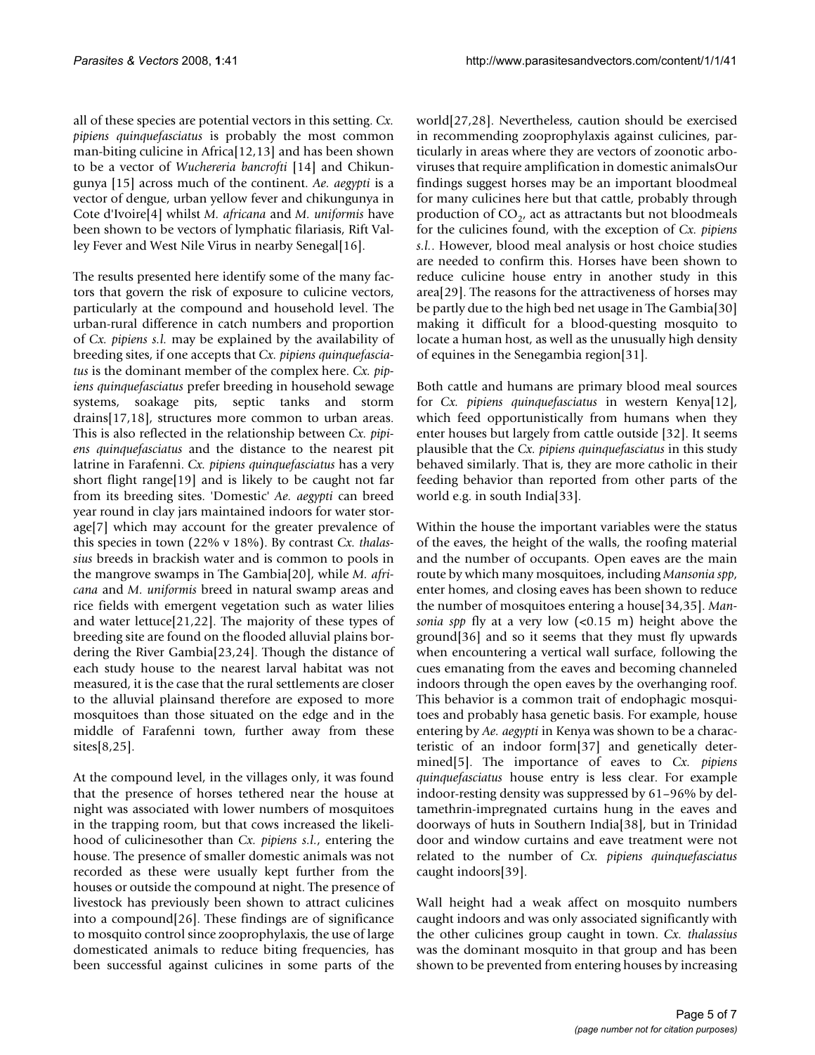all of these species are potential vectors in this setting. *Cx. pipiens quinquefasciatus* is probably the most common man-biting culicine in Africa[12,13] and has been shown to be a vector of *Wuchereria bancrofti* [14] and Chikungunya [15] across much of the continent. *Ae. aegypti* is a vector of dengue, urban yellow fever and chikungunya in Cote d'Ivoire[4] whilst *M. africana* and *M. uniformis* have been shown to be vectors of lymphatic filariasis, Rift Valley Fever and West Nile Virus in nearby Senegal[16].

The results presented here identify some of the many factors that govern the risk of exposure to culicine vectors, particularly at the compound and household level. The urban-rural difference in catch numbers and proportion of *Cx. pipiens s.l.* may be explained by the availability of breeding sites, if one accepts that *Cx. pipiens quinquefasciatus* is the dominant member of the complex here. *Cx. pipiens quinquefasciatus* prefer breeding in household sewage systems, soakage pits, septic tanks and storm drains[17,18], structures more common to urban areas. This is also reflected in the relationship between *Cx. pipiens quinquefasciatus* and the distance to the nearest pit latrine in Farafenni. *Cx. pipiens quinquefasciatus* has a very short flight range[19] and is likely to be caught not far from its breeding sites. 'Domestic' *Ae. aegypti* can breed year round in clay jars maintained indoors for water storage[7] which may account for the greater prevalence of this species in town (22% v 18%). By contrast *Cx. thalassius* breeds in brackish water and is common to pools in the mangrove swamps in The Gambia[20], while *M. africana* and *M. uniformis* breed in natural swamp areas and rice fields with emergent vegetation such as water lilies and water lettuce[21,22]. The majority of these types of breeding site are found on the flooded alluvial plains bordering the River Gambia[23,24]. Though the distance of each study house to the nearest larval habitat was not measured, it is the case that the rural settlements are closer to the alluvial plainsand therefore are exposed to more mosquitoes than those situated on the edge and in the middle of Farafenni town, further away from these sites[8,25].

At the compound level, in the villages only, it was found that the presence of horses tethered near the house at night was associated with lower numbers of mosquitoes in the trapping room, but that cows increased the likelihood of culicinesother than *Cx. pipiens s.l.*, entering the house. The presence of smaller domestic animals was not recorded as these were usually kept further from the houses or outside the compound at night. The presence of livestock has previously been shown to attract culicines into a compound[26]. These findings are of significance to mosquito control since zooprophylaxis, the use of large domesticated animals to reduce biting frequencies, has been successful against culicines in some parts of the world[27,28]. Nevertheless, caution should be exercised in recommending zooprophylaxis against culicines, particularly in areas where they are vectors of zoonotic arboviruses that require amplification in domestic animalsOur findings suggest horses may be an important bloodmeal for many culicines here but that cattle, probably through production of $CO_2$, act as attractants but not bloodmeals for the culicines found, with the exception of *Cx. pipiens s.l.*. However, blood meal analysis or host choice studies are needed to confirm this. Horses have been shown to reduce culicine house entry in another study in this area[29]. The reasons for the attractiveness of horses may be partly due to the high bed net usage in The Gambia[30] making it difficult for a blood-questing mosquito to locate a human host, as well as the unusually high density of equines in the Senegambia region[31].

Both cattle and humans are primary blood meal sources for *Cx. pipiens quinquefasciatus* in western Kenya[12], which feed opportunistically from humans when they enter houses but largely from cattle outside [32]. It seems plausible that the *Cx. pipiens quinquefasciatus* in this study behaved similarly. That is, they are more catholic in their feeding behavior than reported from other parts of the world e.g. in south India[33].

Within the house the important variables were the status of the eaves, the height of the walls, the roofing material and the number of occupants. Open eaves are the main route by which many mosquitoes, including *Mansonia spp*, enter homes, and closing eaves has been shown to reduce the number of mosquitoes entering a house[34,35]. *Mansonia spp* fly at a very low (<0.15 m) height above the ground[36] and so it seems that they must fly upwards when encountering a vertical wall surface, following the cues emanating from the eaves and becoming channeled indoors through the open eaves by the overhanging roof. This behavior is a common trait of endophagic mosquitoes and probably hasa genetic basis. For example, house entering by *Ae. aegypti* in Kenya was shown to be a characteristic of an indoor form[37] and genetically determined[5]. The importance of eaves to *Cx. pipiens quinquefasciatus* house entry is less clear. For example indoor-resting density was suppressed by 61–96% by deltamethrin-impregnated curtains hung in the eaves and doorways of huts in Southern India[38], but in Trinidad door and window curtains and eave treatment were not related to the number of *Cx. pipiens quinquefasciatus* caught indoors[39].

Wall height had a weak affect on mosquito numbers caught indoors and was only associated significantly with the other culicines group caught in town. *Cx. thalassius* was the dominant mosquito in that group and has been shown to be prevented from entering houses by increasing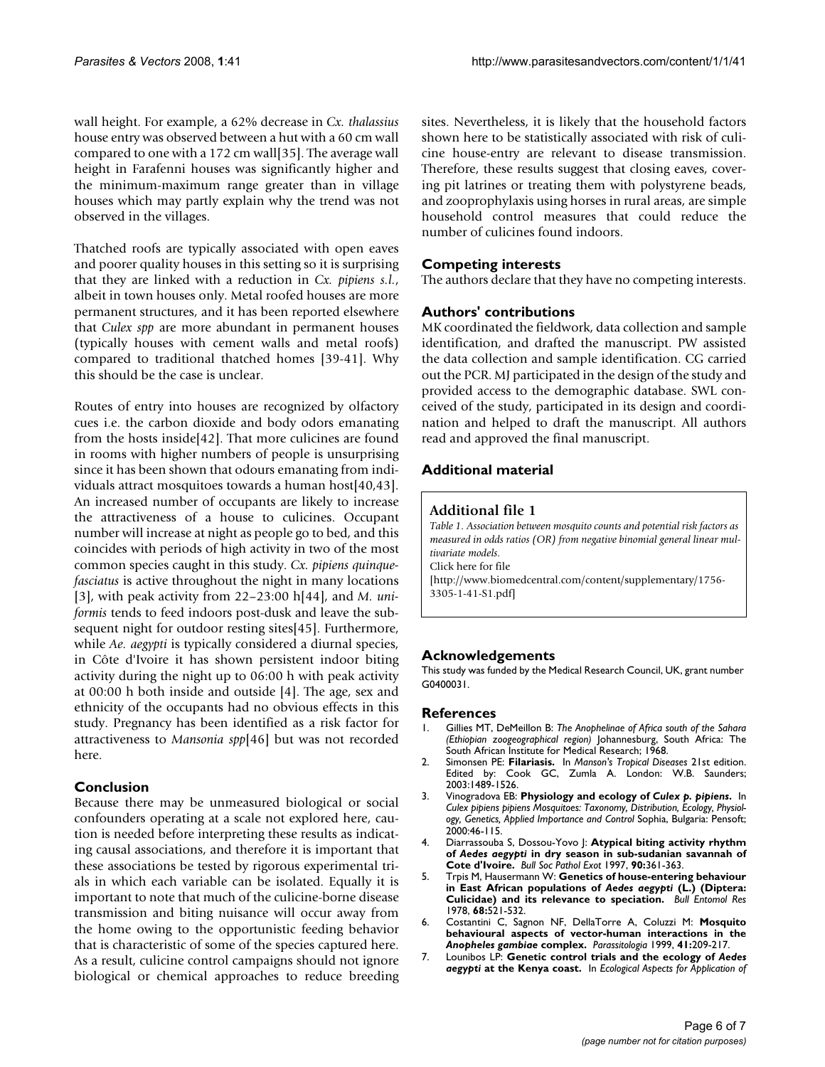wall height. For example, a 62% decrease in *Cx. thalassius* house entry was observed between a hut with a 60 cm wall compared to one with a 172 cm wall[35]. The average wall height in Farafenni houses was significantly higher and the minimum-maximum range greater than in village houses which may partly explain why the trend was not observed in the villages.

Thatched roofs are typically associated with open eaves and poorer quality houses in this setting so it is surprising that they are linked with a reduction in *Cx. pipiens s.l.*, albeit in town houses only. Metal roofed houses are more permanent structures, and it has been reported elsewhere that *Culex spp* are more abundant in permanent houses (typically houses with cement walls and metal roofs) compared to traditional thatched homes [39-41]. Why this should be the case is unclear.

Routes of entry into houses are recognized by olfactory cues i.e. the carbon dioxide and body odors emanating from the hosts inside[42]. That more culicines are found in rooms with higher numbers of people is unsurprising since it has been shown that odours emanating from individuals attract mosquitoes towards a human host[40,43]. An increased number of occupants are likely to increase the attractiveness of a house to culicines. Occupant number will increase at night as people go to bed, and this coincides with periods of high activity in two of the most common species caught in this study. *Cx. pipiens quinquefasciatus* is active throughout the night in many locations [3], with peak activity from 22–23:00 h[44], and *M. uniformis* tends to feed indoors post-dusk and leave the subsequent night for outdoor resting sites[45]. Furthermore, while *Ae. aegypti* is typically considered a diurnal species, in Côte d'Ivoire it has shown persistent indoor biting activity during the night up to 06:00 h with peak activity at 00:00 h both inside and outside [4]. The age, sex and ethnicity of the occupants had no obvious effects in this study. Pregnancy has been identified as a risk factor for attractiveness to *Mansonia spp*[46] but was not recorded here.

## Conclusion

Because there may be unmeasured biological or social confounders operating at a scale not explored here, caution is needed before interpreting these results as indicating causal associations, and therefore it is important that these associations be tested by rigorous experimental trials in which each variable can be isolated. Equally it is important to note that much of the culicine-borne disease transmission and biting nuisance will occur away from the home owing to the opportunistic feeding behavior that is characteristic of some of the species captured here. As a result, culicine control campaigns should not ignore biological or chemical approaches to reduce breeding sites. Nevertheless, it is likely that the household factors shown here to be statistically associated with risk of culicine house-entry are relevant to disease transmission. Therefore, these results suggest that closing eaves, covering pit latrines or treating them with polystyrene beads, and zooprophylaxis using horses in rural areas, are simple household control measures that could reduce the number of culicines found indoors.

## Competing interests

The authors declare that they have no competing interests.

## Authors' contributions

MK coordinated the fieldwork, data collection and sample identification, and drafted the manuscript. PW assisted the data collection and sample identification. CG carried out the PCR. MJ participated in the design of the study and provided access to the demographic database. SWL conceived of the study, participated in its design and coordination and helped to draft the manuscript. All authors read and approved the final manuscript.

## Additional material

**Additional file 1**

*Table 1. Association between mosquito counts and potential risk factors as measured in odds ratios (OR) from negative binomial general linear multivariate models.*

Click here for file

[http://www.biomedcentral.com/content/supplementary/1756-3305-1-41-S1.pdf]

## Acknowledgements

This study was funded by the Medical Research Council, UK, grant number G0400031.

## References

1. Gillies MT, DeMeillon B: *The Anophelinae of Africa south of the Sahara (Ethiopian zoogeographical region)* Johannesburg, South Africa: The South African Institute for Medical Research; 1968.
2. Simonsen PE: **Filariasis.** In *Manson's Tropical Diseases* 21st edition. Edited by: Cook GC, Zumla A. London: W.B. Saunders; 2003:1489-1526.
3. Vinogradova EB: **Physiology and ecology of *Culex p. pipiens*.** In *Culex pipiens pipiens Mosquitoes: Taxonomy, Distribution, Ecology, Physiology, Genetics, Applied Importance and Control* Sophia, Bulgaria: Pensoft; 2000:46-115.
4. Diarrassouba S, Dossou-Yovo J: **Atypical biting activity rhythm of *Aedes aegypti* in dry season in sub-sudanian savannah of Cote d'Ivoire.** *Bull Soc Pathol Exot* 1997, **90:**361-363.
5. Trpis M, Hausermann W: **Genetics of house-entering behaviour in East African populations of *Aedes aegypti* (L.) (Diptera: Culicidae) and its relevance to speciation.** *Bull Entomol Res* 1978, **68:**521-532.
6. Costantini C, Sagnon NF, DellaTorre A, Coluzzi M: **Mosquito behavioural aspects of vector-human interactions in the *Anopheles gambiae* complex.** *Parassitologia* 1999, **41:**209-217.
7. Lounibos LP: **Genetic control trials and the ecology of *Aedes aegypti* at the Kenya coast.** In *Ecological Aspects for Application of*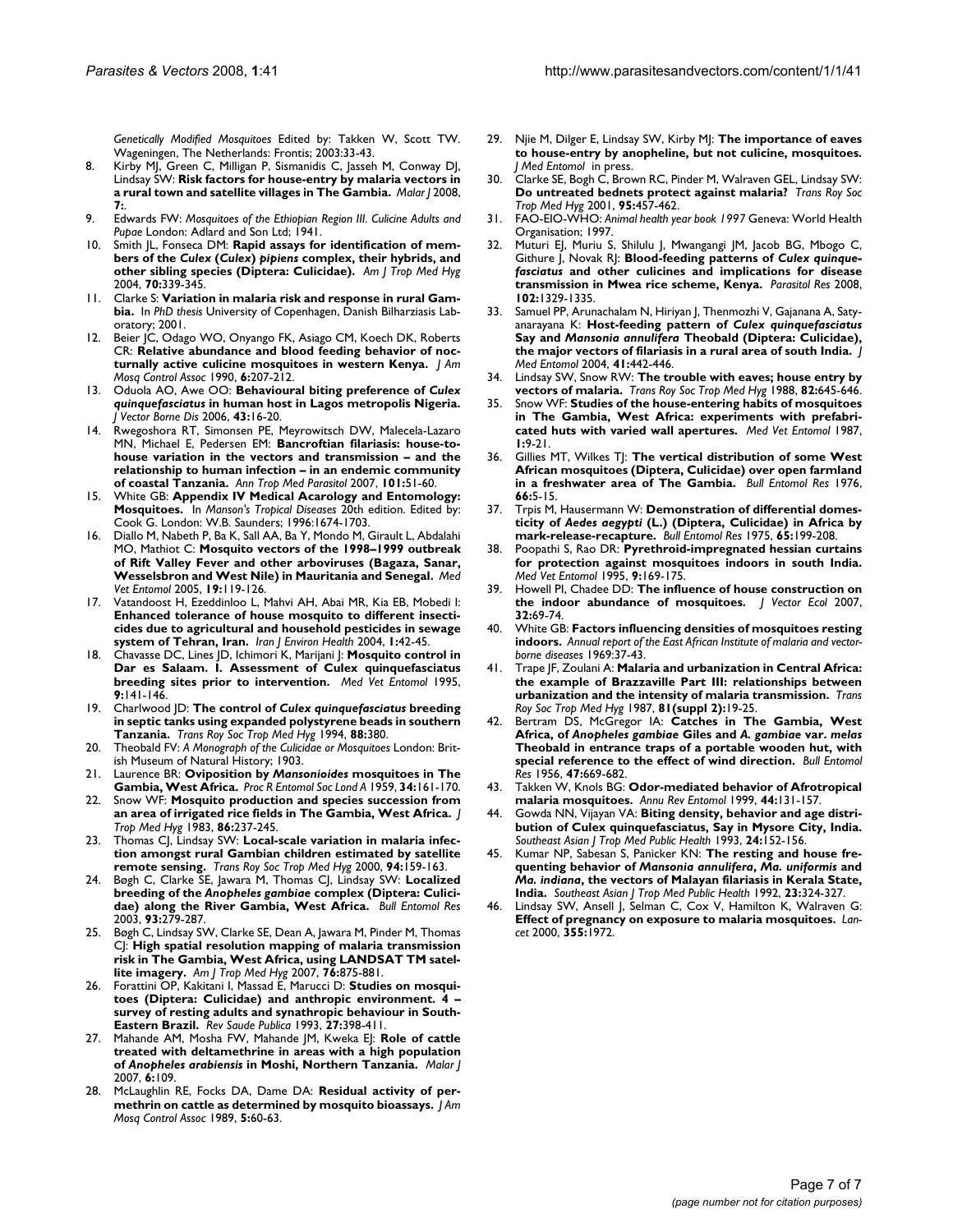*Genetically Modified Mosquitoes* Edited by: Takken W, Scott TW. Wageningen, The Netherlands: Frontis; 2003:33-43.

8. Kirby MJ, Green C, Milligan P, Sismanidis C, Jasseh M, Conway DJ, Lindsay SW: **Risk factors for house-entry by malaria vectors in a rural town and satellite villages in The Gambia.** *Malar J* 2008, **7**:.
9. Edwards FW: *Mosquitoes of the Ethiopian Region III. Culicine Adults and Pupae* London: Adlard and Son Ltd; 1941.
10. Smith JL, Fonseca DM: **Rapid assays for identification of members of the *Culex* (*Culex*) *pipiens* complex, their hybrids, and other sibling species (Diptera: Culicidae).** *Am J Trop Med Hyg* 2004, **70**:339-345.
11. Clarke S: **Variation in malaria risk and response in rural Gambia.** In *PhD thesis* University of Copenhagen, Danish Bilharziasis Laboratory; 2001.
12. Beier JC, Odago WO, Onyango FK, Asiago CM, Koech DK, Roberts CR: **Relative abundance and blood feeding behavior of nocturnally active culicine mosquitoes in western Kenya.** *J Am Mosq Control Assoc* 1990, **6**:207-212.
13. Oduola AO, Awe OO: **Behavioural biting preference of *Culex quinquefasciatus* in human host in Lagos metropolis Nigeria.** *J Vector Borne Dis* 2006, **43**:16-20.
14. Rwegoshora RT, Simonsen PE, Meyrowitsch DW, Malecela-Lazaro MN, Michael E, Pedersen EM: **Bancroftian filariasis: house-to-house variation in the vectors and transmission – and the relationship to human infection – in an endemic community of coastal Tanzania.** *Ann Trop Med Parasitol* 2007, **101**:51-60.
15. White GB: **Appendix IV Medical Acarology and Entomology: Mosquitoes.** In *Manson's Tropical Diseases* 20th edition. Edited by: Cook G. London: W.B. Saunders; 1996:1674-1703.
16. Diallo M, Nabeth P, Ba K, Sall AA, Ba Y, Mondo M, Girault L, Abdalahi MO, Mathiot C: **Mosquito vectors of the 1998–1999 outbreak of Rift Valley Fever and other arboviruses (Bagaza, Sanar, Wesselsbron and West Nile) in Mauritania and Senegal.** *Med Vet Entomol* 2005, **19**:119-126.
17. Vatandoost H, Ezeddinloo L, Mahvi AH, Abai MR, Kia EB, Mobedi I: **Enhanced tolerance of house mosquito to different insecticides due to agricultural and household pesticides in sewage system of Tehran, Iran.** *Iran J Environ Health* 2004, **1**:42-45.
18. Chavasse DC, Lines JD, Ichimori K, Marijani J: **Mosquito control in Dar es Salaam. I. Assessment of Culex quinquefasciatus breeding sites prior to intervention.** *Med Vet Entomol* 1995, **9**:141-146.
19. Charlwood JD: **The control of *Culex quinquefasciatus* breeding in septic tanks using expanded polystyrene beads in southern Tanzania.** *Trans Roy Soc Trop Med Hyg* 1994, **88**:380.
20. Theobald FV: *A Monograph of the Culicidae or Mosquitoes* London: British Museum of Natural History; 1903.
21. Laurence BR: **Oviposition by *Mansonioides* mosquitoes in The Gambia, West Africa.** *Proc R Entomol Soc Lond A* 1959, **34**:161-170.
22. Snow WF: **Mosquito production and species succession from an area of irrigated rice fields in The Gambia, West Africa.** *J Trop Med Hyg* 1983, **86**:237-245.
23. Thomas CJ, Lindsay SW: **Local-scale variation in malaria infection amongst rural Gambian children estimated by satellite remote sensing.** *Trans Roy Soc Trop Med Hyg* 2000, **94**:159-163.
24. Bøgh C, Clarke SE, Jawara M, Thomas CJ, Lindsay SW: **Localized breeding of the *Anopheles gambiae* complex (Diptera: Culicidae) along the River Gambia, West Africa.** *Bull Entomol Res* 2003, **93**:279-287.
25. Bøgh C, Lindsay SW, Clarke SE, Dean A, Jawara M, Pinder M, Thomas CJ: **High spatial resolution mapping of malaria transmission risk in The Gambia, West Africa, using LANDSAT TM satellite imagery.** *Am J Trop Med Hyg* 2007, **76**:875-881.
26. Forattini OP, Kakitani I, Massad E, Marucci D: **Studies on mosquitoes (Diptera: Culicidae) and anthropic environment. 4 – survey of resting adults and synathropic behaviour in South-Eastern Brazil.** *Rev Saude Publica* 1993, **27**:398-411.
27. Mahande AM, Mosha FW, Mahande JM, Kweka EJ: **Role of cattle treated with deltamethrine in areas with a high population of *Anopheles arabiensis* in Moshi, Northern Tanzania.** *Malar J* 2007, **6**:109.
28. McLaughlin RE, Focks DA, Dame DA: **Residual activity of permethrin on cattle as determined by mosquito bioassays.** *J Am Mosq Control Assoc* 1989, **5**:60-63.
29. Njie M, Dilger E, Lindsay SW, Kirby MJ: **The importance of eaves to house-entry by anopheline, but not culicine, mosquitoes.** *J Med Entomol* in press.
30. Clarke SE, Bogh C, Brown RC, Pinder M, Walraven GEL, Lindsay SW: **Do untreated bednets protect against malaria?** *Trans Roy Soc Trop Med Hyg* 2001, **95**:457-462.
31. FAO-EIO-WHO: *Animal health year book 1997* Geneva: World Health Organisation; 1997.
32. Muturi EJ, Muriu S, Shililu J, Mwangangi JM, Jacob BG, Mbogo C, Githure J, Novak RJ: **Blood-feeding patterns of *Culex quinquefasciatus* and other culicines and implications for disease transmission in Mwea rice scheme, Kenya.** *Parasitol Res* 2008, **102**:1329-1335.
33. Samuel PP, Arunachalam N, Hiriyan J, Thenmozhi V, Gajanana A, Satyanarayana K: **Host-feeding pattern of *Culex quinquefasciatus* Say and *Mansonia annulifera* Theobald (Diptera: Culicidae), the major vectors of filariasis in a rural area of south India.** *J Med Entomol* 2004, **41**:442-446.
34. Lindsay SW, Snow RW: **The trouble with eaves; house entry by vectors of malaria.** *Trans Roy Soc Trop Med Hyg* 1988, **82**:645-646.
35. Snow WF: **Studies of the house-entering habits of mosquitoes in The Gambia, West Africa: experiments with prefabricated huts with varied wall apertures.** *Med Vet Entomol* 1987, **1**:9-21.
36. Gillies MT, Wilkes TJ: **The vertical distribution of some West African mosquitoes (Diptera, Culicidae) over open farmland in a freshwater area of The Gambia.** *Bull Entomol Res* 1976, **66**:5-15.
37. Trpis M, Hausermann W: **Demonstration of differential domesticity of *Aedes aegypti* (L.) (Diptera, Culicidae) in Africa by mark-release-recapture.** *Bull Entomol Res* 1975, **65**:199-208.
38. Poopathi S, Rao DR: **Pyrethroid-impregnated hessian curtains for protection against mosquitoes indoors in south India.** *Med Vet Entomol* 1995, **9**:169-175.
39. Howell PI, Chadee DD: **The influence of house construction on the indoor abundance of mosquitoes.** *J Vector Ecol* 2007, **32**:69-74.
40. White GB: **Factors influencing densities of mosquitoes resting indoors.** *Annual report of the East African Institute of malaria and vector-borne diseases* 1969:37-43.
41. Trape JF, Zoulani A: **Malaria and urbanization in Central Africa: the example of Brazzaville Part III: relationships between urbanization and the intensity of malaria transmission.** *Trans Roy Soc Trop Med Hyg* 1987, **81(suppl 2)**:19-25.
42. Bertram DS, McGregor IA: **Catches in The Gambia, West Africa, of *Anopheles gambiae* Giles and *A. gambiae* var. *melas* Theobald in entrance traps of a portable wooden hut, with special reference to the effect of wind direction.** *Bull Entomol Res* 1956, **47**:669-682.
43. Takken W, Knols BG: **Odor-mediated behavior of Afrotropical malaria mosquitoes.** *Annu Rev Entomol* 1999, **44**:131-157.
44. Gowda NN, Vijayan VA: **Biting density, behavior and age distribution of Culex quinquefasciatus, Say in Mysore City, India.** *Southeast Asian J Trop Med Public Health* 1993, **24**:152-156.
45. Kumar NP, Sabesan S, Panicker KN: **The resting and house frequenting behavior of *Mansonia annulifera*, *Ma. uniformis* and *Ma. indiana*, the vectors of Malayan filariasis in Kerala State, India.** *Southeast Asian J Trop Med Public Health* 1992, **23**:324-327.
46. Lindsay SW, Ansell J, Selman C, Cox V, Hamilton K, Walraven G: **Effect of pregnancy on exposure to malaria mosquitoes.** *Lancet* 2000, **355**:1972.